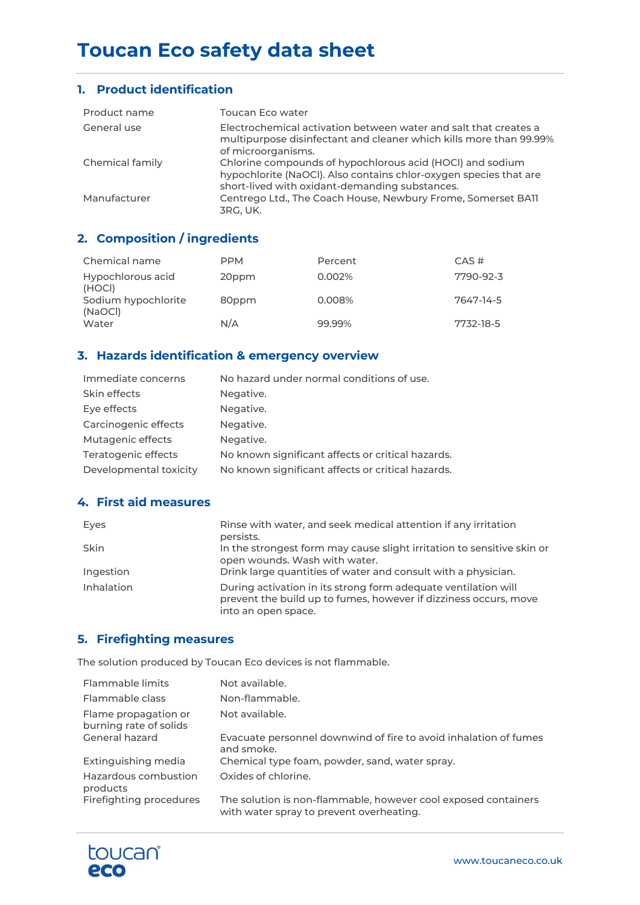# Toucan Eco safety data sheet

## 1. Product identification

| | |
|---|---|
| Product name | Toucan Eco water |
| General use | Electrochemical activation between water and salt that creates a multipurpose disinfectant and cleaner which kills more than 99.99% of microorganisms. |
| Chemical family | Chlorine compounds of hypochlorous acid (HOCl) and sodium hypochlorite (NaOCl). Also contains chlor-oxygen species that are short-lived with oxidant-demanding substances. |
| Manufacturer | Centrego Ltd., The Coach House, Newbury Frome, Somerset BA11 3RG, UK. |

## 2. Composition / ingredients

| Chemical name | PPM | Percent | CAS # |
|---|---|---|---|
| Hypochlorous acid (HOCl) | 20ppm | 0.002% | 7790-92-3 |
| Sodium hypochlorite (NaOCl) | 80ppm | 0.008% | 7647-14-5 |
| Water | N/A | 99.99% | 7732-18-5 |

## 3. Hazards identification & emergency overview

| | |
|---|---|
| Immediate concerns | No hazard under normal conditions of use. |
| Skin effects | Negative. |
| Eye effects | Negative. |
| Carcinogenic effects | Negative. |
| Mutagenic effects | Negative. |
| Teratogenic effects | No known significant affects or critical hazards. |
| Developmental toxicity | No known significant affects or critical hazards. |

## 4. First aid measures

| | |
|---|---|
| Eyes | Rinse with water, and seek medical attention if any irritation persists. |
| Skin | In the strongest form may cause slight irritation to sensitive skin or open wounds. Wash with water. |
| Ingestion | Drink large quantities of water and consult with a physician. |
| Inhalation | During activation in its strong form adequate ventilation will prevent the build up to fumes, however if dizziness occurs, move into an open space. |

## 5. Firefighting measures

The solution produced by Toucan Eco devices is not flammable.

| | |
|---|---|
| Flammable limits | Not available. |
| Flammable class | Non-flammable. |
| Flame propagation or burning rate of solids | Not available. |
| General hazard | Evacuate personnel downwind of fire to avoid inhalation of fumes and smoke. |
| Extinguishing media | Chemical type foam, powder, sand, water spray. |
| Hazardous combustion products | Oxides of chlorine. |
| Firefighting procedures | The solution is non-flammable, however cool exposed containers with water spray to prevent overheating. |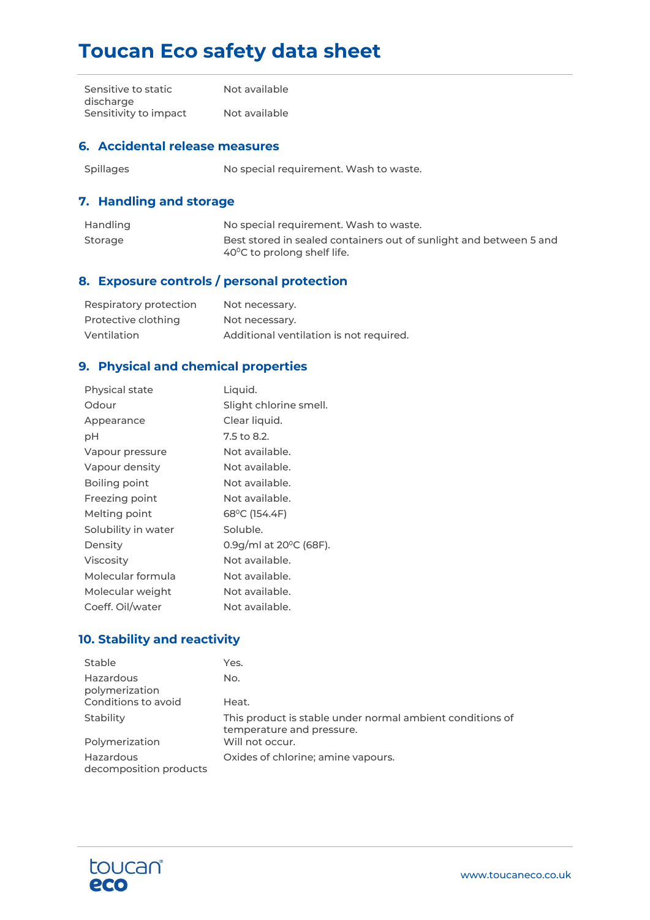| | |
|---|---|
| Sensitive to static discharge | Not available |
| Sensitivity to impact | Not available |

## 6. Accidental release measures

| | |
|---|---|
| Spillages | No special requirement. Wash to waste. |

## 7. Handling and storage

| | |
|---|---|
| Handling | No special requirement. Wash to waste. |
| Storage | Best stored in sealed containers out of sunlight and between 5 and 40$^0$C to prolong shelf life. |

## 8. Exposure controls / personal protection

| | |
|---|---|
| Respiratory protection | Not necessary. |
| Protective clothing | Not necessary. |
| Ventilation | Additional ventilation is not required. |

## 9. Physical and chemical properties

| | |
|---|---|
| Physical state | Liquid. |
| Odour | Slight chlorine smell. |
| Appearance | Clear liquid. |
| pH | 7.5 to 8.2. |
| Vapour pressure | Not available. |
| Vapour density | Not available. |
| Boiling point | Not available. |
| Freezing point | Not available. |
| Melting point | 68$^0$C (154.4F) |
| Solubility in water | Soluble. |
| Density | 0.9g/ml at 20$^0$C (68F). |
| Viscosity | Not available. |
| Molecular formula | Not available. |
| Molecular weight | Not available. |
| Coeff. Oil/water | Not available. |

## 10. Stability and reactivity

| | |
|---|---|
| Stable | Yes. |
| Hazardous polymerization | No. |
| Conditions to avoid | Heat. |
| Stability | This product is stable under normal ambient conditions of temperature and pressure. |
| Polymerization | Will not occur. |
| Hazardous decomposition products | Oxides of chlorine; amine vapours. |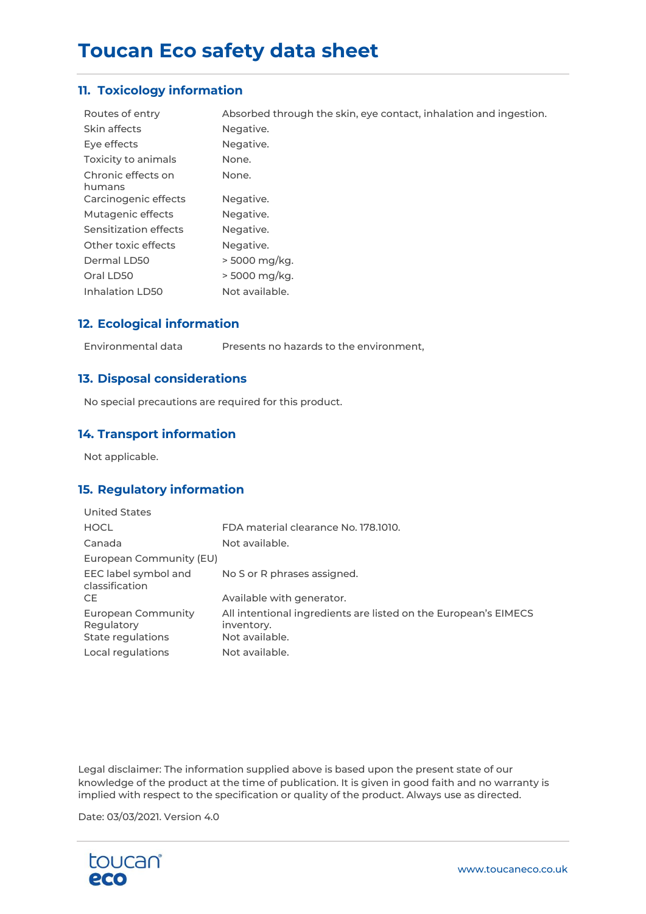# Toucan Eco safety data sheet

## 11. Toxicology information

| | |
|---|---|
| Routes of entry | Absorbed through the skin, eye contact, inhalation and ingestion. |
| Skin affects | Negative. |
| Eye effects | Negative. |
| Toxicity to animals | None. |
| Chronic effects on humans | None. |
| Carcinogenic effects | Negative. |
| Mutagenic effects | Negative. |
| Sensitization effects | Negative. |
| Other toxic effects | Negative. |
| Dermal LD50 | > 5000 mg/kg. |
| Oral LD50 | > 5000 mg/kg. |
| Inhalation LD50 | Not available. |

## 12. Ecological information

| | |
|---|---|
| Environmental data | Presents no hazards to the environment, |

## 13. Disposal considerations

No special precautions are required for this product.

## 14. Transport information

Not applicable.

## 15. Regulatory information

| | |
|---|---|
| United States | |
| HOCL | FDA material clearance No. 178.1010. |
| Canada | Not available. |
| European Community (EU) | |
| EEC label symbol and classification | No S or R phrases assigned. |
| CE | Available with generator. |
| European Community Regulatory | All intentional ingredients are listed on the European's EIMECS inventory. |
| State regulations | Not available. |
| Local regulations | Not available. |

Legal disclaimer: The information supplied above is based upon the present state of our knowledge of the product at the time of publication. It is given in good faith and no warranty is implied with respect to the specification or quality of the product. Always use as directed.

Date: 03/03/2021. Version 4.0